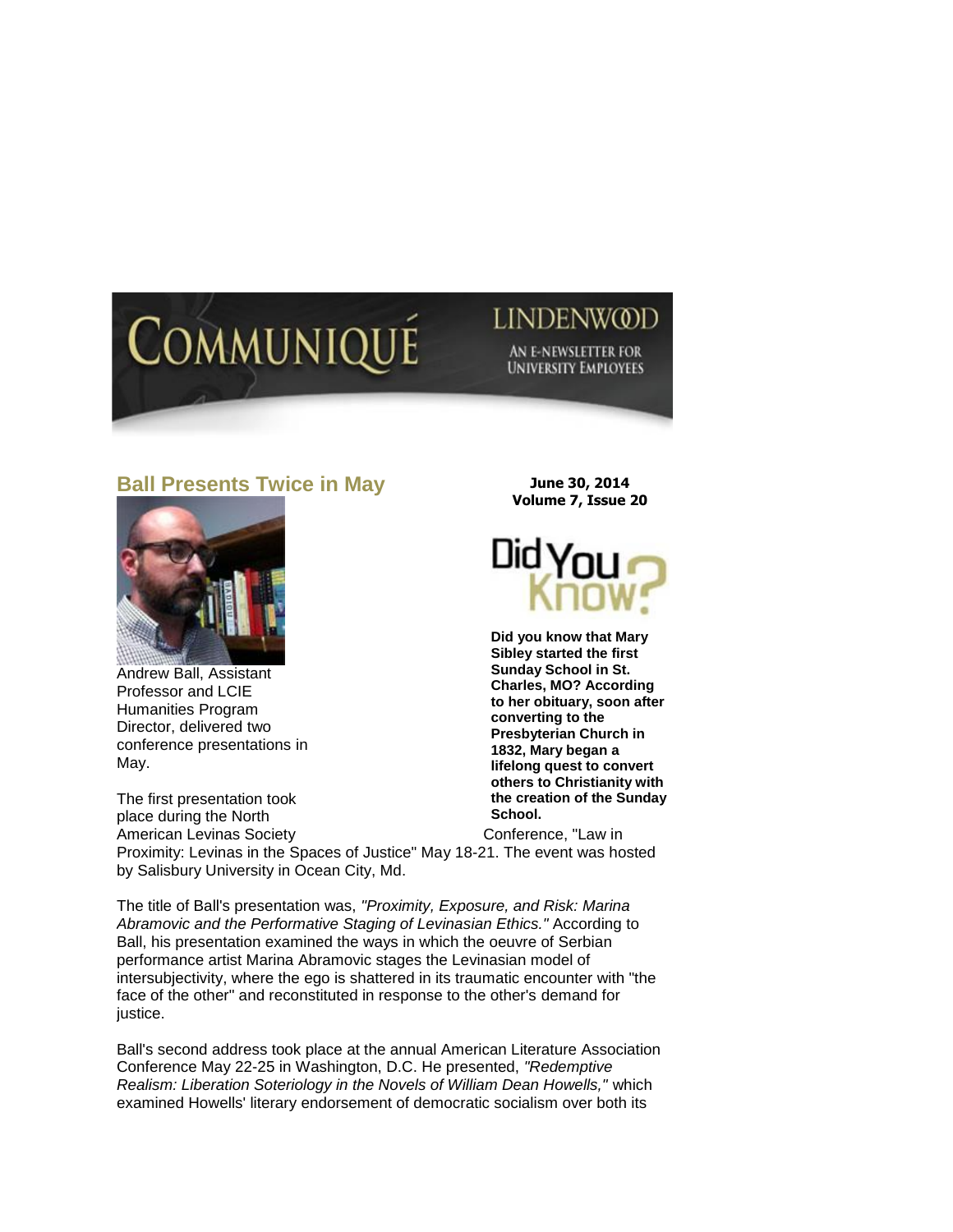# Ball Presents Twice in May

June 30, 2014
Volume 7, Issue 20

**Did you know that Mary Sibley started the first Sunday School in St. Charles, MO? According to her obituary, soon after converting to the Presbyterian Church in 1832, Mary began a lifelong quest to convert others to Christianity with the creation of the Sunday School.**

Andrew Ball, Assistant Professor and LCIE Humanities Program Director, delivered two conference presentations in May.

The first presentation took place during the North American Levinas Society Conference, "Law in Proximity: Levinas in the Spaces of Justice" May 18-21. The event was hosted by Salisbury University in Ocean City, Md.

The title of Ball's presentation was, *"Proximity, Exposure, and Risk: Marina Abramovic and the Performative Staging of Levinasian Ethics."* According to Ball, his presentation examined the ways in which the oeuvre of Serbian performance artist Marina Abramovic stages the Levinasian model of intersubjectivity, where the ego is shattered in its traumatic encounter with "the face of the other" and reconstituted in response to the other's demand for justice.

Ball's second address took place at the annual American Literature Association Conference May 22-25 in Washington, D.C. He presented, *"Redemptive Realism: Liberation Soteriology in the Novels of William Dean Howells,"* which examined Howells' literary endorsement of democratic socialism over both its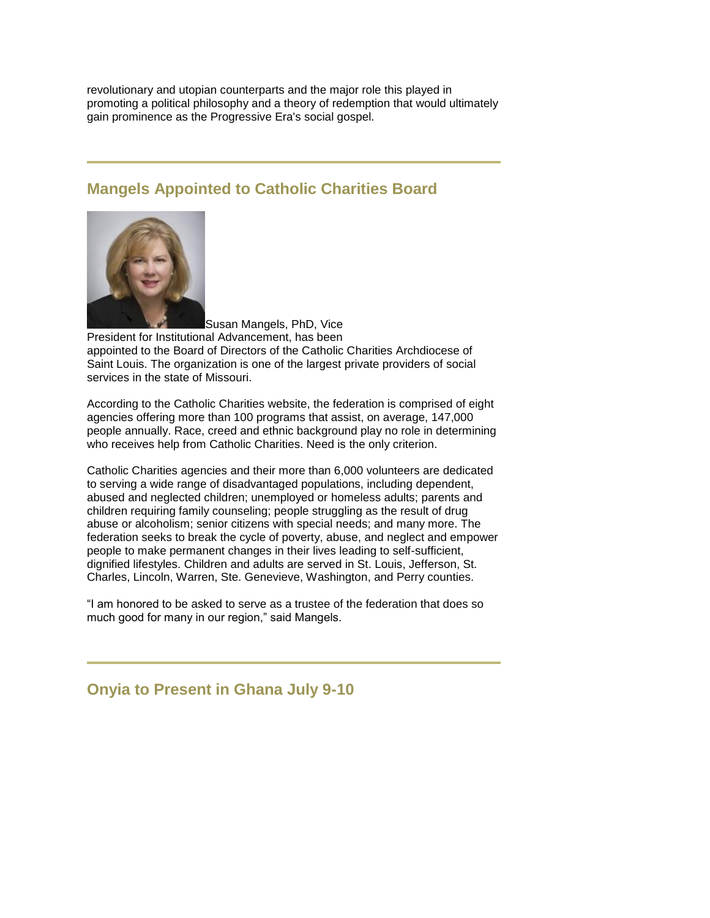revolutionary and utopian counterparts and the major role this played in promoting a political philosophy and a theory of redemption that would ultimately gain prominence as the Progressive Era's social gospel.

---

## Mangels Appointed to Catholic Charities Board

Susan Mangels, PhD, Vice President for Institutional Advancement, has been appointed to the Board of Directors of the Catholic Charities Archdiocese of Saint Louis. The organization is one of the largest private providers of social services in the state of Missouri.

According to the Catholic Charities website, the federation is comprised of eight agencies offering more than 100 programs that assist, on average, 147,000 people annually. Race, creed and ethnic background play no role in determining who receives help from Catholic Charities. Need is the only criterion.

Catholic Charities agencies and their more than 6,000 volunteers are dedicated to serving a wide range of disadvantaged populations, including dependent, abused and neglected children; unemployed or homeless adults; parents and children requiring family counseling; people struggling as the result of drug abuse or alcoholism; senior citizens with special needs; and many more. The federation seeks to break the cycle of poverty, abuse, and neglect and empower people to make permanent changes in their lives leading to self-sufficient, dignified lifestyles. Children and adults are served in St. Louis, Jefferson, St. Charles, Lincoln, Warren, Ste. Genevieve, Washington, and Perry counties.

"I am honored to be asked to serve as a trustee of the federation that does so much good for many in our region," said Mangels.

---

## Onyia to Present in Ghana July 9-10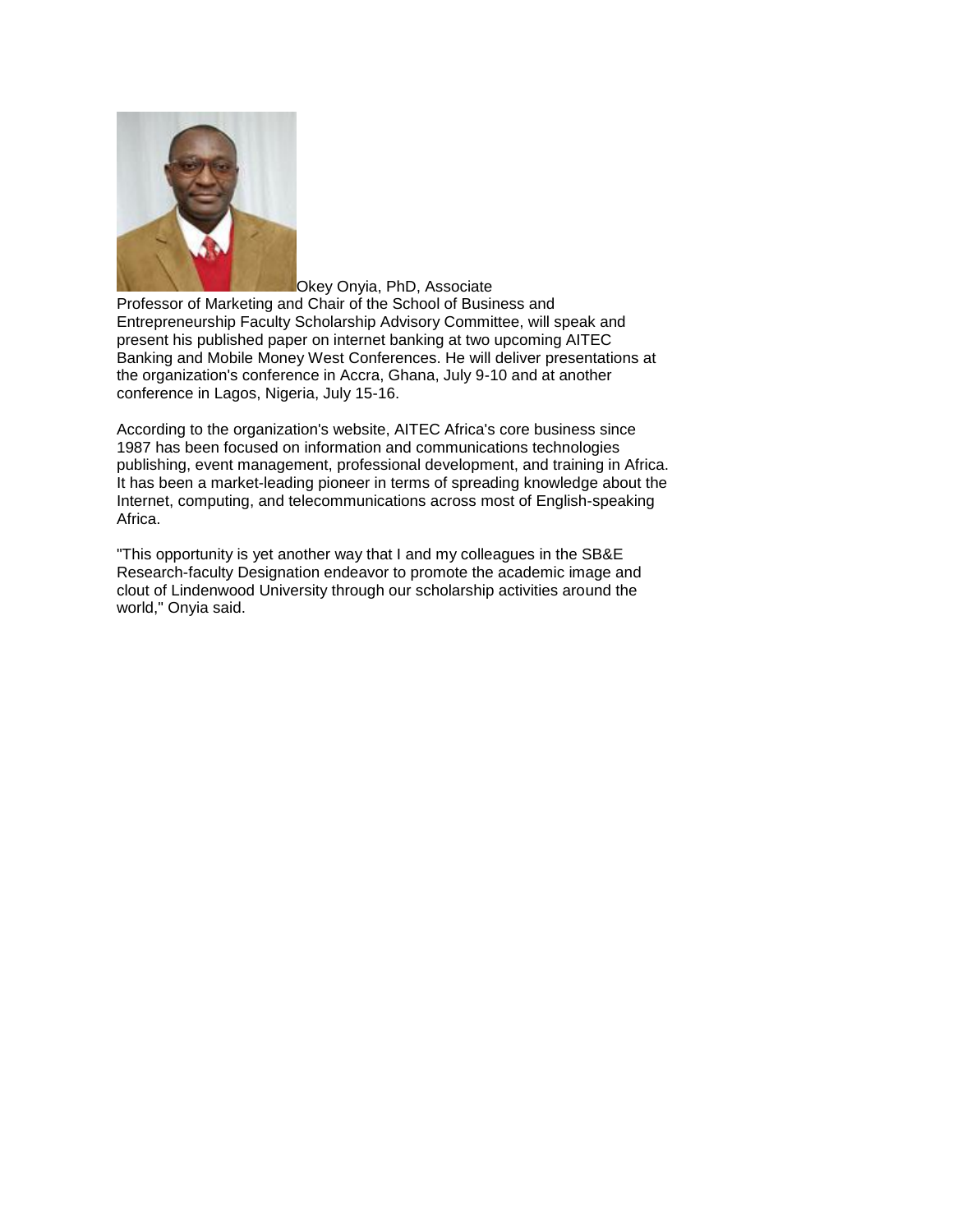Okey Onyia, PhD, Associate Professor of Marketing and Chair of the School of Business and Entrepreneurship Faculty Scholarship Advisory Committee, will speak and present his published paper on internet banking at two upcoming AITEC Banking and Mobile Money West Conferences. He will deliver presentations at the organization's conference in Accra, Ghana, July 9-10 and at another conference in Lagos, Nigeria, July 15-16.

According to the organization's website, AITEC Africa's core business since 1987 has been focused on information and communications technologies publishing, event management, professional development, and training in Africa. It has been a market-leading pioneer in terms of spreading knowledge about the Internet, computing, and telecommunications across most of English-speaking Africa.

"This opportunity is yet another way that I and my colleagues in the SB&E Research-faculty Designation endeavor to promote the academic image and clout of Lindenwood University through our scholarship activities around the world," Onyia said.